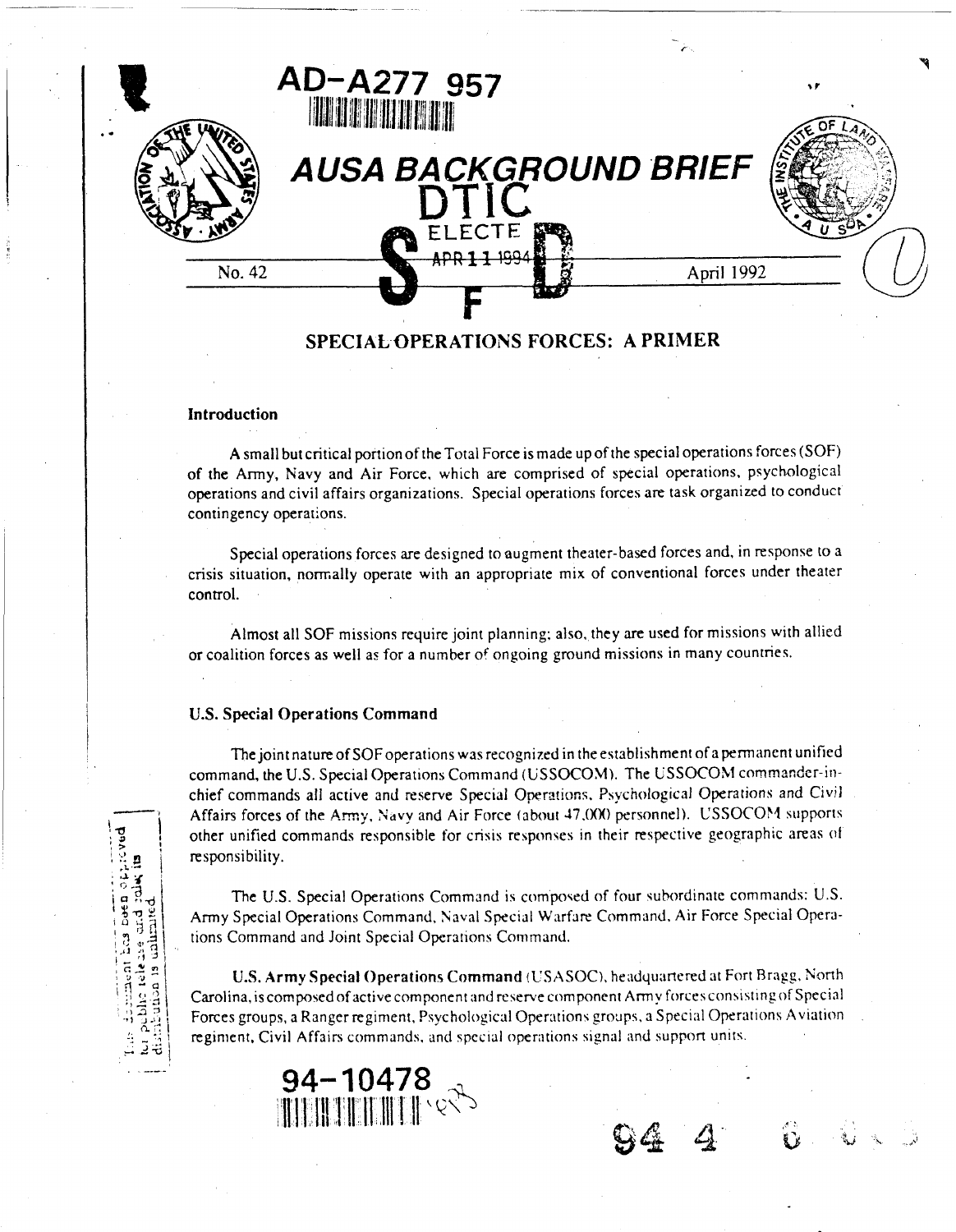AD-A277 957

# AUSA BACKGROUND BRIEF

No. 42

April 1992

## SPECIAL OPERATIONS FORCES: A PRIMER

### Introduction

A small but critical portion of the Total Force is made up of the special operations forces (SOF) of the Army, Navy and Air Force, which are comprised of special operations, psychological operations and civil affairs organizations. Special operations forces are task organized to conduct contingency operations.

Special operations forces are designed to augment theater-based forces and, in response to a crisis situation, normally operate with an appropriate mix of conventional forces under theater control.

Almost all SOF missions require joint planning; also, they are used for missions with allied or coalition forces as well as for a number of ongoing ground missions in many countries.

### U.S. Special Operations Command

The joint nature of SOF operations was recognized in the establishment of a permanent unified command, the U.S. Special Operations Command (USSOCOM). The USSOCOM commander-in-chief commands all active and reserve Special Operations, Psychological Operations and Civil Affairs forces of the Army, Navy and Air Force (about 47,000 personnel). USSOCOM supports other unified commands responsible for crisis responses in their respective geographic areas of responsibility.

The U.S. Special Operations Command is composed of four subordinate commands: U.S. Army Special Operations Command, Naval Special Warfare Command, Air Force Special Operations Command and Joint Special Operations Command.

**U.S. Army Special Operations Command** (USASOC), headquartered at Fort Bragg, North Carolina, is composed of active component and reserve component Army forces consisting of Special Forces groups, a Ranger regiment, Psychological Operations groups, a Special Operations Aviation regiment, Civil Affairs commands, and special operations signal and support units.

This document has been approved for public release and sale; its distribution is unlimited.

94-10478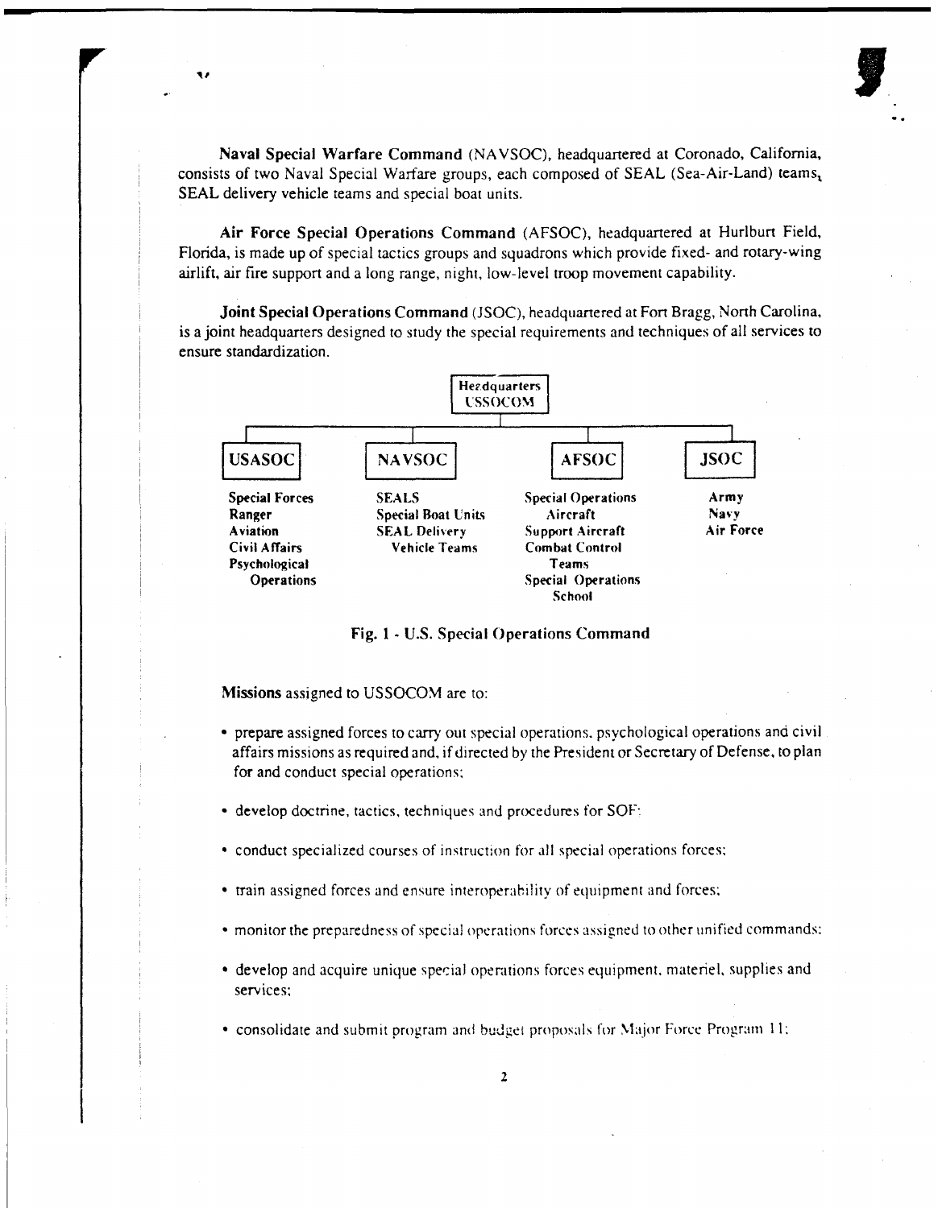**Naval Special Warfare Command** (NAVSOC), headquartered at Coronado, California, consists of two Naval Special Warfare groups, each composed of SEAL (Sea-Air-Land) teams, SEAL delivery vehicle teams and special boat units.

**Air Force Special Operations Command** (AFSOC), headquartered at Hurlburt Field, Florida, is made up of special tactics groups and squadrons which provide fixed- and rotary-wing airlift, air fire support and a long range, night, low-level troop movement capability.

**Joint Special Operations Command** (JSOC), headquartered at Fort Bragg, North Carolina, is a joint headquarters designed to study the special requirements and techniques of all services to ensure standardization.

Headquarters USSOCOM

| USASOC | NAVSOC | AFSOC | JSOC |
|---|---|---|---|
| Special Forces | SEALS | Special Operations Aircraft | Army |
| Ranger | Special Boat Units | Support Aircraft | Navy |
| Aviation | SEAL Delivery Vehicle Teams | Combat Control Teams | Air Force |
| Civil Affairs | | Special Operations School | |
| Psychological Operations | | | |

**Fig. 1 - U.S. Special Operations Command**

**Missions** assigned to USSOCOM are to:

- prepare assigned forces to carry out special operations, psychological operations and civil affairs missions as required and, if directed by the President or Secretary of Defense, to plan for and conduct special operations;
- develop doctrine, tactics, techniques and procedures for SOF;
- conduct specialized courses of instruction for all special operations forces;
- train assigned forces and ensure interoperability of equipment and forces;
- monitor the preparedness of special operations forces assigned to other unified commands;
- develop and acquire unique special operations forces equipment, materiel, supplies and services;
- consolidate and submit program and budget proposals for Major Force Program 11;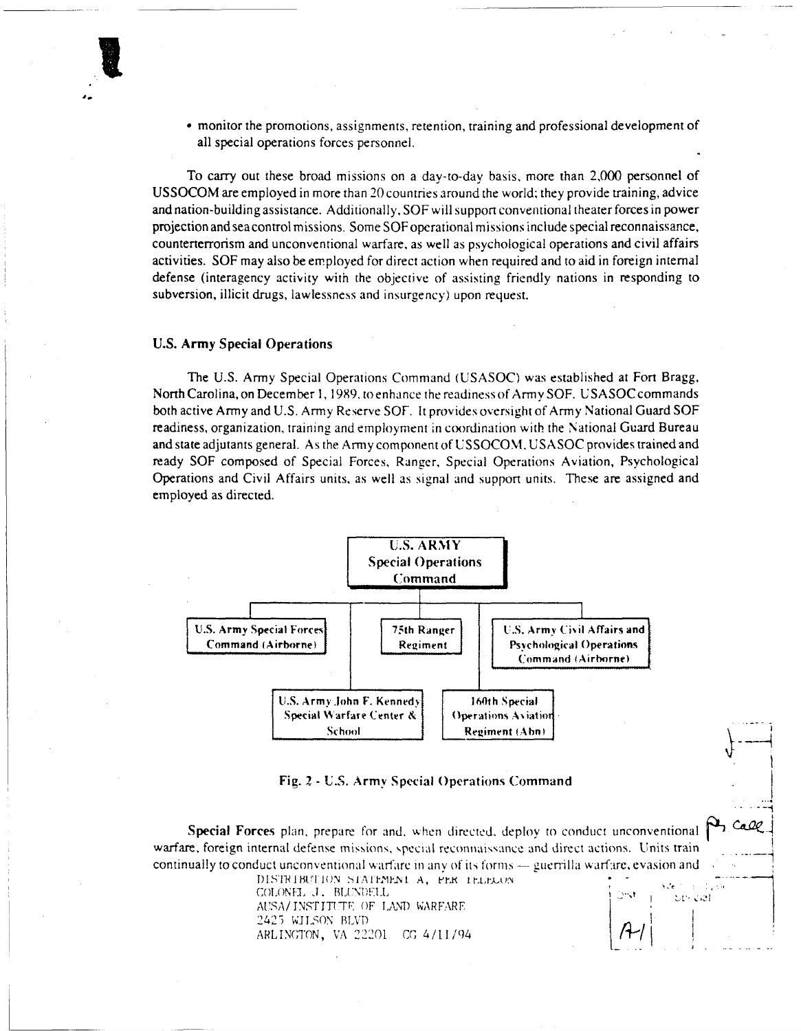- monitor the promotions, assignments, retention, training and professional development of all special operations forces personnel.

To carry out these broad missions on a day-to-day basis, more than 2,000 personnel of USSOCOM are employed in more than 20 countries around the world; they provide training, advice and nation-building assistance. Additionally, SOF will support conventional theater forces in power projection and sea control missions. Some SOF operational missions include special reconnaissance, counterterrorism and unconventional warfare, as well as psychological operations and civil affairs activities. SOF may also be employed for direct action when required and to aid in foreign internal defense (interagency activity with the objective of assisting friendly nations in responding to subversion, illicit drugs, lawlessness and insurgency) upon request.

### U.S. Army Special Operations

The U.S. Army Special Operations Command (USASOC) was established at Fort Bragg, North Carolina, on December 1, 1989, to enhance the readiness of Army SOF. USASOC commands both active Army and U.S. Army Reserve SOF. It provides oversight of Army National Guard SOF readiness, organization, training and employment in coordination with the National Guard Bureau and state adjutants general. As the Army component of USSOCOM, USASOC provides trained and ready SOF composed of Special Forces, Ranger, Special Operations Aviation, Psychological Operations and Civil Affairs units, as well as signal and support units. These are assigned and employed as directed.

U.S. ARMY Special Operations Command

- U.S. Army Special Forces Command (Airborne)
- 75th Ranger Regiment
- U.S. Army Civil Affairs and Psychological Operations Command (Airborne)
- U.S. Army John F. Kennedy Special Warfare Center & School
- 160th Special Operations Aviation Regiment (Abn)

**Fig. 2 - U.S. Army Special Operations Command**

**Special Forces** plan, prepare for and, when directed, deploy to conduct unconventional warfare, foreign internal defense missions, special reconnaissance and direct actions. Units train continually to conduct unconventional warfare in any of its forms — guerrilla warfare, evasion and

DISTRIBUTION STATEMENT A, PER TELECON
COLONEL J. BLUNDELL
AUSA/INSTITUTE OF LAND WARFARE
2425 WILSON BLVD
ARLINGTON, VA 22201 CG 4/11/94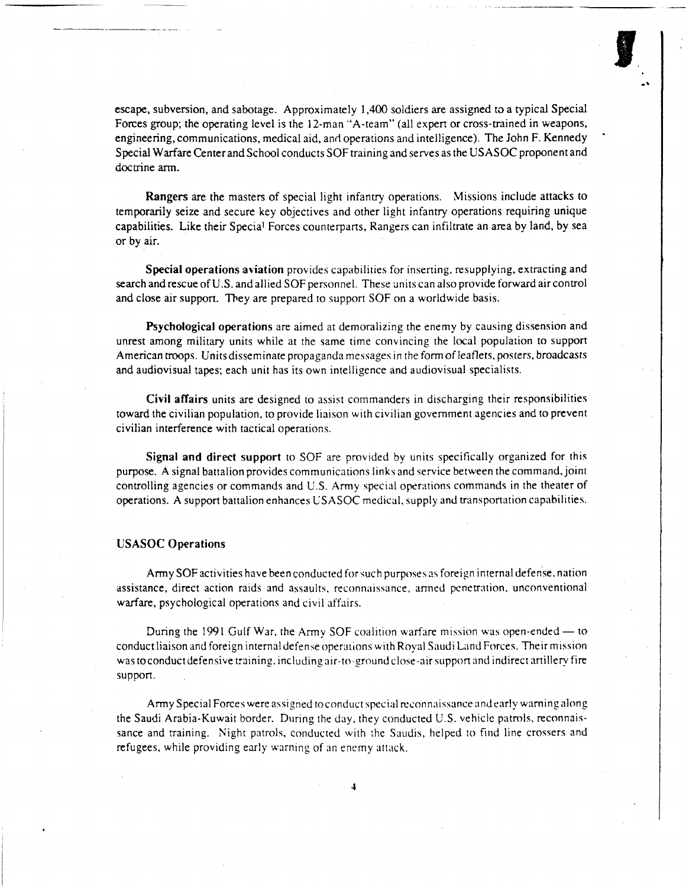escape, subversion, and sabotage. Approximately 1,400 soldiers are assigned to a typical Special Forces group; the operating level is the 12-man "A-team" (all expert or cross-trained in weapons, engineering, communications, medical aid, and operations and intelligence). The John F. Kennedy Special Warfare Center and School conducts SOF training and serves as the USASOC proponent and doctrine arm.

**Rangers** are the masters of special light infantry operations. Missions include attacks to temporarily seize and secure key objectives and other light infantry operations requiring unique capabilities. Like their Special Forces counterparts, Rangers can infiltrate an area by land, by sea or by air.

**Special operations aviation** provides capabilities for inserting, resupplying, extracting and search and rescue of U.S. and allied SOF personnel. These units can also provide forward air control and close air support. They are prepared to support SOF on a worldwide basis.

**Psychological operations** are aimed at demoralizing the enemy by causing dissension and unrest among military units while at the same time convincing the local population to support American troops. Units disseminate propaganda messages in the form of leaflets, posters, broadcasts and audiovisual tapes; each unit has its own intelligence and audiovisual specialists.

**Civil affairs** units are designed to assist commanders in discharging their responsibilities toward the civilian population, to provide liaison with civilian government agencies and to prevent civilian interference with tactical operations.

**Signal and direct support** to SOF are provided by units specifically organized for this purpose. A signal battalion provides communications links and service between the command, joint controlling agencies or commands and U.S. Army special operations commands in the theater of operations. A support battalion enhances USASOC medical, supply and transportation capabilities.

### USASOC Operations

Army SOF activities have been conducted for such purposes as foreign internal defense, nation assistance, direct action raids and assaults, reconnaissance, armed penetration, unconventional warfare, psychological operations and civil affairs.

During the 1991 Gulf War, the Army SOF coalition warfare mission was open-ended — to conduct liaison and foreign internal defense operations with Royal Saudi Land Forces. Their mission was to conduct defensive training, including air-to-ground close-air support and indirect artillery fire support.

Army Special Forces were assigned to conduct special reconnaissance and early warning along the Saudi Arabia-Kuwait border. During the day, they conducted U.S. vehicle patrols, reconnaissance and training. Night patrols, conducted with the Saudis, helped to find line crossers and refugees, while providing early warning of an enemy attack.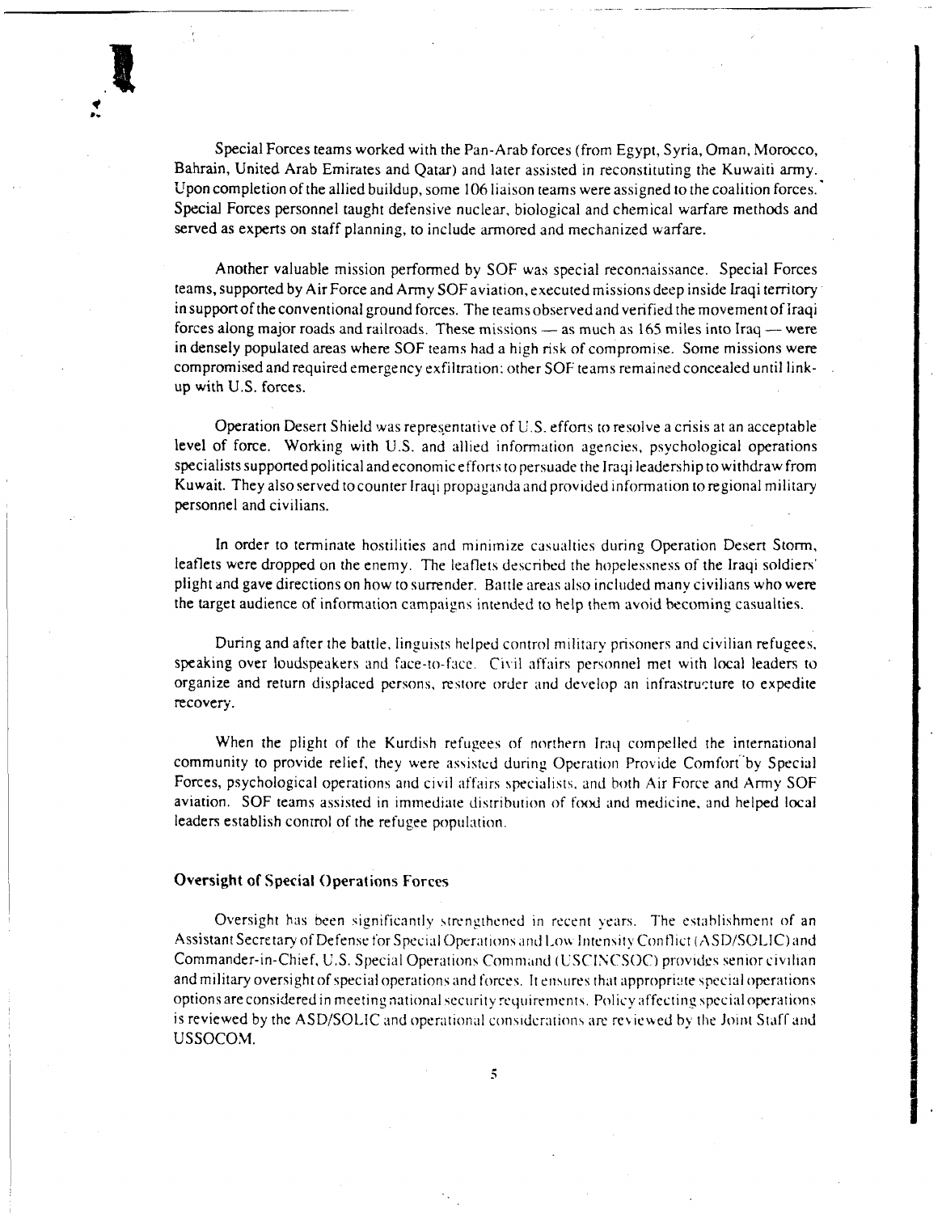Special Forces teams worked with the Pan-Arab forces (from Egypt, Syria, Oman, Morocco, Bahrain, United Arab Emirates and Qatar) and later assisted in reconstituting the Kuwaiti army. Upon completion of the allied buildup, some 106 liaison teams were assigned to the coalition forces. Special Forces personnel taught defensive nuclear, biological and chemical warfare methods and served as experts on staff planning, to include armored and mechanized warfare.

Another valuable mission performed by SOF was special reconnaissance. Special Forces teams, supported by Air Force and Army SOF aviation, executed missions deep inside Iraqi territory in support of the conventional ground forces. The teams observed and verified the movement of Iraqi forces along major roads and railroads. These missions — as much as 165 miles into Iraq — were in densely populated areas where SOF teams had a high risk of compromise. Some missions were compromised and required emergency exfiltration; other SOF teams remained concealed until link-up with U.S. forces.

Operation Desert Shield was representative of U.S. efforts to resolve a crisis at an acceptable level of force. Working with U.S. and allied information agencies, psychological operations specialists supported political and economic efforts to persuade the Iraqi leadership to withdraw from Kuwait. They also served to counter Iraqi propaganda and provided information to regional military personnel and civilians.

In order to terminate hostilities and minimize casualties during Operation Desert Storm, leaflets were dropped on the enemy. The leaflets described the hopelessness of the Iraqi soldiers' plight and gave directions on how to surrender. Battle areas also included many civilians who were the target audience of information campaigns intended to help them avoid becoming casualties.

During and after the battle, linguists helped control military prisoners and civilian refugees, speaking over loudspeakers and face-to-face. Civil affairs personnel met with local leaders to organize and return displaced persons, restore order and develop an infrastructure to expedite recovery.

When the plight of the Kurdish refugees of northern Iraq compelled the international community to provide relief, they were assisted during Operation Provide Comfort by Special Forces, psychological operations and civil affairs specialists, and both Air Force and Army SOF aviation. SOF teams assisted in immediate distribution of food and medicine, and helped local leaders establish control of the refugee population.

### Oversight of Special Operations Forces

Oversight has been significantly strengthened in recent years. The establishment of an Assistant Secretary of Defense for Special Operations and Low Intensity Conflict (ASD/SOLIC) and Commander-in-Chief, U.S. Special Operations Command (USCINCSOC) provides senior civilian and military oversight of special operations and forces. It ensures that appropriate special operations options are considered in meeting national security requirements. Policy affecting special operations is reviewed by the ASD/SOLIC and operational considerations are reviewed by the Joint Staff and USSOCOM.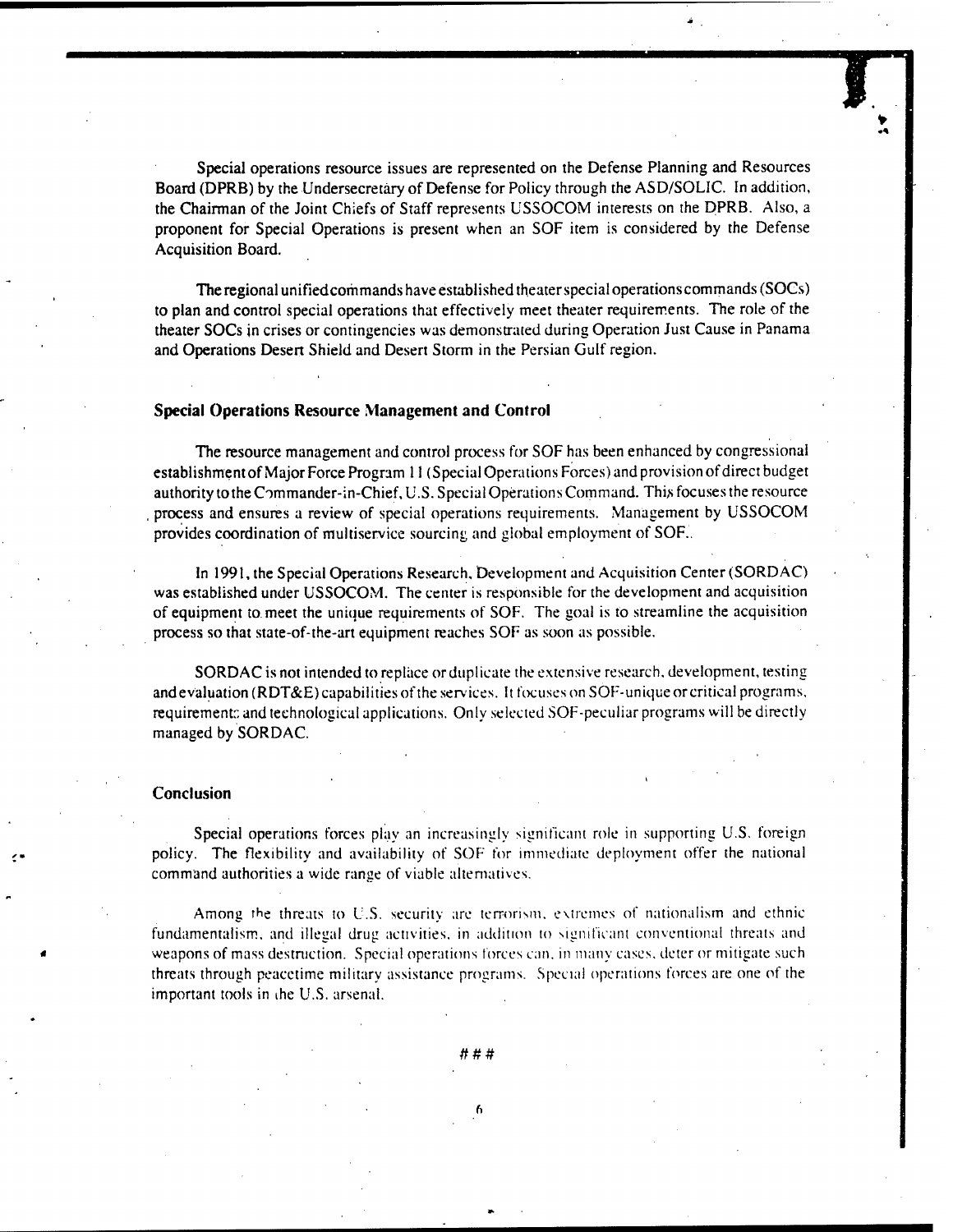Special operations resource issues are represented on the Defense Planning and Resources Board (DPRB) by the Undersecretary of Defense for Policy through the ASD/SOLIC. In addition, the Chairman of the Joint Chiefs of Staff represents USSOCOM interests on the DPRB. Also, a proponent for Special Operations is present when an SOF item is considered by the Defense Acquisition Board.

The regional unified commands have established theater special operations commands (SOCs) to plan and control special operations that effectively meet theater requirements. The role of the theater SOCs in crises or contingencies was demonstrated during Operation Just Cause in Panama and Operations Desert Shield and Desert Storm in the Persian Gulf region.

### Special Operations Resource Management and Control

The resource management and control process for SOF has been enhanced by congressional establishment of Major Force Program 11 (Special Operations Forces) and provision of direct budget authority to the Commander-in-Chief, U.S. Special Operations Command. This focuses the resource process and ensures a review of special operations requirements. Management by USSOCOM provides coordination of multiservice sourcing and global employment of SOF.

In 1991, the Special Operations Research, Development and Acquisition Center (SORDAC) was established under USSOCOM. The center is responsible for the development and acquisition of equipment to meet the unique requirements of SOF. The goal is to streamline the acquisition process so that state-of-the-art equipment reaches SOF as soon as possible.

SORDAC is not intended to replace or duplicate the extensive research, development, testing and evaluation (RDT&E) capabilities of the services. It focuses on SOF-unique or critical programs, requirements and technological applications. Only selected SOF-peculiar programs will be directly managed by SORDAC.

### Conclusion

Special operations forces play an increasingly significant role in supporting U.S. foreign policy. The flexibility and availability of SOF for immediate deployment offer the national command authorities a wide range of viable alternatives.

Among the threats to U.S. security are terrorism, extremes of nationalism and ethnic fundamentalism, and illegal drug activities, in addition to significant conventional threats and weapons of mass destruction. Special operations forces can, in many cases, deter or mitigate such threats through peacetime military assistance programs. Special operations forces are one of the important tools in the U.S. arsenal.

###